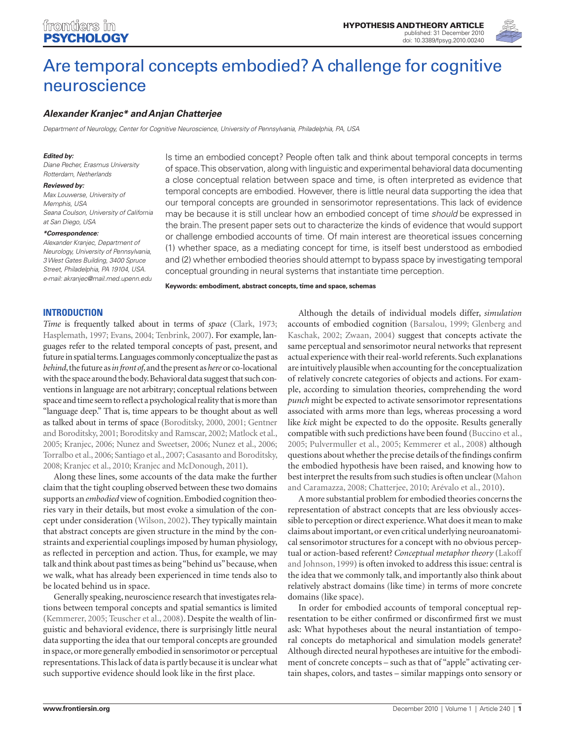# Are temporal concepts embodied? A challenge for cognitive neuroscience

***Alexander Kranjec\* and Anjan Chatterjee***

*Department of Neurology, Center for Cognitive Neuroscience, University of Pennsylvania, Philadelphia, PA, USA*

***Edited by:***
*Diane Pecher, Erasmus University Rotterdam, Netherlands*

***Reviewed by:***
*Max Louwerse, University of Memphis, USA*
*Seana Coulson, University of California at San Diego, USA*

***\*Correspondence:***
*Alexander Kranjec, Department of Neurology, University of Pennsylvania, 3 West Gates Building, 3400 Spruce Street, Philadelphia, PA 19104, USA. e-mail: akranjec@mail.med.upenn.edu*

Is time an embodied concept? People often talk and think about temporal concepts in terms of space. This observation, along with linguistic and experimental behavioral data documenting a close conceptual relation between space and time, is often interpreted as evidence that temporal concepts are embodied. However, there is little neural data supporting the idea that our temporal concepts are grounded in sensorimotor representations. This lack of evidence may be because it is still unclear how an embodied concept of time *should* be expressed in the brain. The present paper sets out to characterize the kinds of evidence that would support or challenge embodied accounts of time. Of main interest are theoretical issues concerning (1) whether space, as a mediating concept for time, is itself best understood as embodied and (2) whether embodied theories should attempt to bypass space by investigating temporal conceptual grounding in neural systems that instantiate time perception.

**Keywords: embodiment, abstract concepts, time and space, schemas**

## INTRODUCTION

*Time* is frequently talked about in terms of *space* (Clark, 1973; Hasplemath, 1997; Evans, 2004; Tenbrink, 2007). For example, languages refer to the related temporal concepts of past, present, and future in spatial terms. Languages commonly conceptualize the past as *behind*, the future as *in front of*, and the present as *here* or co-locational with the space around the body. Behavioral data suggest that such conventions in language are not arbitrary; conceptual relations between space and time seem to reflect a psychological reality that is more than "language deep." That is, time appears to be thought about as well as talked about in terms of space (Boroditsky, 2000, 2001; Gentner and Boroditsky, 2001; Boroditsky and Ramscar, 2002; Matlock et al., 2005; Kranjec, 2006; Nunez and Sweetser, 2006; Nunez et al., 2006; Torralbo et al., 2006; Santiago et al., 2007; Casasanto and Boroditsky, 2008; Kranjec et al., 2010; Kranjec and McDonough, 2011).

Along these lines, some accounts of the data make the further claim that the tight coupling observed between these two domains supports an *embodied* view of cognition. Embodied cognition theories vary in their details, but most evoke a simulation of the concept under consideration (Wilson, 2002). They typically maintain that abstract concepts are given structure in the mind by the constraints and experiential couplings imposed by human physiology, as reflected in perception and action. Thus, for example, we may talk and think about past times as being "behind us" because, when we walk, what has already been experienced in time tends also to be located behind us in space.

Generally speaking, neuroscience research that investigates relations between temporal concepts and spatial semantics is limited (Kemmerer, 2005; Teuscher et al., 2008). Despite the wealth of linguistic and behavioral evidence, there is surprisingly little neural data supporting the idea that our temporal concepts are grounded in space, or more generally embodied in sensorimotor or perceptual representations. This lack of data is partly because it is unclear what such supportive evidence should look like in the first place.

Although the details of individual models differ, *simulation* accounts of embodied cognition (Barsalou, 1999; Glenberg and Kaschak, 2002; Zwaan, 2004) suggest that concepts activate the same perceptual and sensorimotor neural networks that represent actual experience with their real-world referents. Such explanations are intuitively plausible when accounting for the conceptualization of relatively concrete categories of objects and actions. For example, according to simulation theories, comprehending the word *punch* might be expected to activate sensorimotor representations associated with arms more than legs, whereas processing a word like *kick* might be expected to do the opposite. Results generally compatible with such predictions have been found (Buccino et al., 2005; Pulvermuller et al., 2005; Kemmerer et al., 2008) although questions about whether the precise details of the findings confirm the embodied hypothesis have been raised, and knowing how to best interpret the results from such studies is often unclear (Mahon and Caramazza, 2008; Chatterjee, 2010; Arévalo et al., 2010).

A more substantial problem for embodied theories concerns the representation of abstract concepts that are less obviously accessible to perception or direct experience. What does it mean to make claims about important, or even critical underlying neuroanatomical sensorimotor structures for a concept with no obvious perceptual or action-based referent? *Conceptual metaphor theory* (Lakoff and Johnson, 1999) is often invoked to address this issue: central is the idea that we commonly talk, and importantly also think about relatively abstract domains (like time) in terms of more concrete domains (like space).

In order for embodied accounts of temporal conceptual representation to be either confirmed or disconfirmed first we must ask: What hypotheses about the neural instantiation of temporal concepts do metaphorical and simulation models generate? Although directed neural hypotheses are intuitive for the embodiment of concrete concepts – such as that of "apple" activating certain shapes, colors, and tastes – similar mappings onto sensory or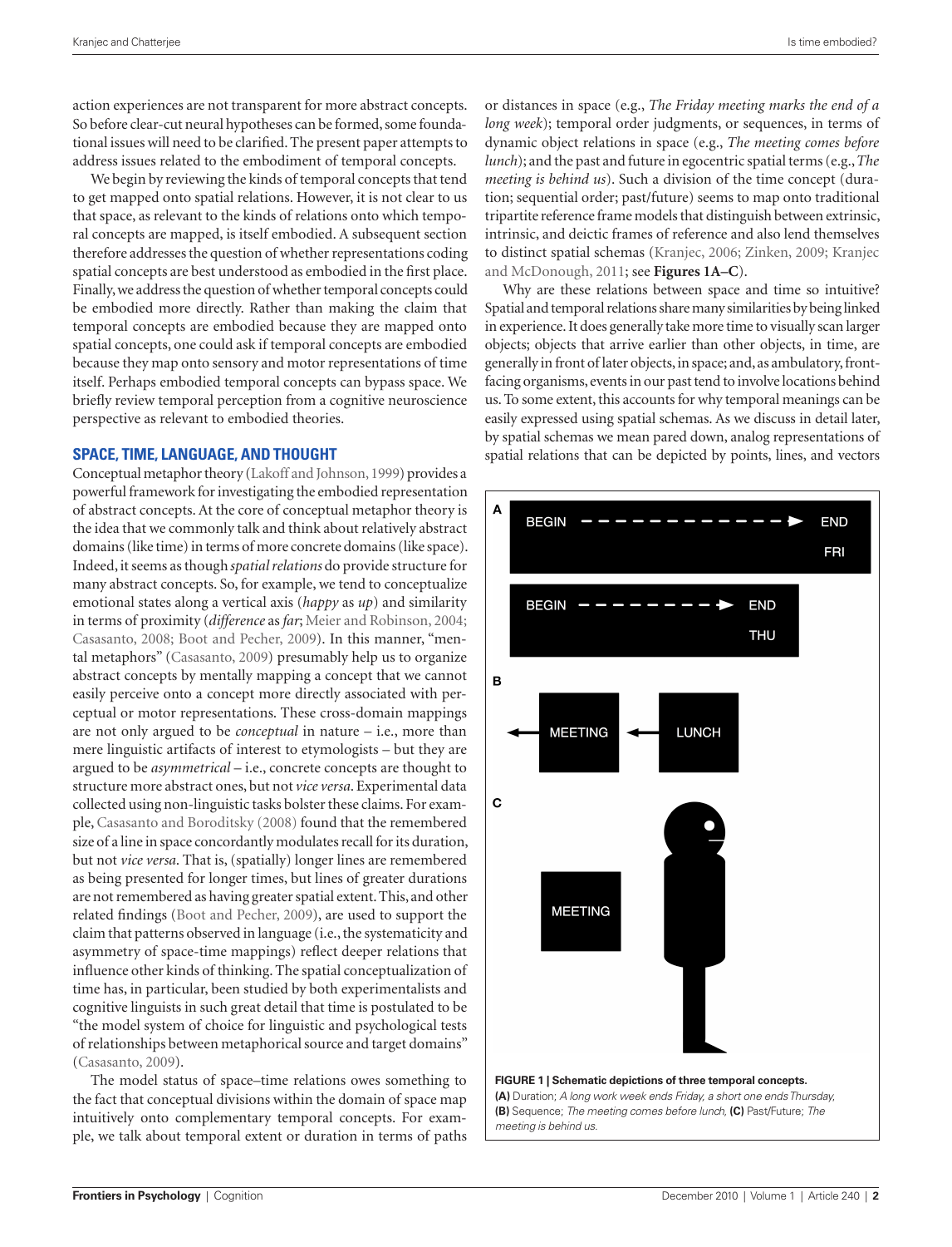action experiences are not transparent for more abstract concepts. So before clear-cut neural hypotheses can be formed, some foundational issues will need to be clarified. The present paper attempts to address issues related to the embodiment of temporal concepts.

We begin by reviewing the kinds of temporal concepts that tend to get mapped onto spatial relations. However, it is not clear to us that space, as relevant to the kinds of relations onto which temporal concepts are mapped, is itself embodied. A subsequent section therefore addresses the question of whether representations coding spatial concepts are best understood as embodied in the first place. Finally, we address the question of whether temporal concepts could be embodied more directly. Rather than making the claim that temporal concepts are embodied because they are mapped onto spatial concepts, one could ask if temporal concepts are embodied because they map onto sensory and motor representations of time itself. Perhaps embodied temporal concepts can bypass space. We briefly review temporal perception from a cognitive neuroscience perspective as relevant to embodied theories.

## SPACE, TIME, LANGUAGE, AND THOUGHT

Conceptual metaphor theory (Lakoff and Johnson, 1999) provides a powerful framework for investigating the embodied representation of abstract concepts. At the core of conceptual metaphor theory is the idea that we commonly talk and think about relatively abstract domains (like time) in terms of more concrete domains (like space). Indeed, it seems as though *spatial relations* do provide structure for many abstract concepts. So, for example, we tend to conceptualize emotional states along a vertical axis (*happy* as *up*) and similarity in terms of proximity (*difference* as *far*; Meier and Robinson, 2004; Casasanto, 2008; Boot and Pecher, 2009). In this manner, "mental metaphors" (Casasanto, 2009) presumably help us to organize abstract concepts by mentally mapping a concept that we cannot easily perceive onto a concept more directly associated with perceptual or motor representations. These cross-domain mappings are not only argued to be *conceptual* in nature – i.e., more than mere linguistic artifacts of interest to etymologists – but they are argued to be *asymmetrical* – i.e., concrete concepts are thought to structure more abstract ones, but not *vice versa*. Experimental data collected using non-linguistic tasks bolster these claims. For example, Casasanto and Boroditsky (2008) found that the remembered size of a line in space concordantly modulates recall for its duration, but not *vice versa*. That is, (spatially) longer lines are remembered as being presented for longer times, but lines of greater durations are not remembered as having greater spatial extent. This, and other related findings (Boot and Pecher, 2009), are used to support the claim that patterns observed in language (i.e., the systematicity and asymmetry of space-time mappings) reflect deeper relations that influence other kinds of thinking. The spatial conceptualization of time has, in particular, been studied by both experimentalists and cognitive linguists in such great detail that time is postulated to be "the model system of choice for linguistic and psychological tests of relationships between metaphorical source and target domains" (Casasanto, 2009).

The model status of space–time relations owes something to the fact that conceptual divisions within the domain of space map intuitively onto complementary temporal concepts. For example, we talk about temporal extent or duration in terms of paths or distances in space (e.g., *The Friday meeting marks the end of a long week*); temporal order judgments, or sequences, in terms of dynamic object relations in space (e.g., *The meeting comes before lunch*); and the past and future in egocentric spatial terms (e.g., *The meeting is behind us*). Such a division of the time concept (duration; sequential order; past/future) seems to map onto traditional tripartite reference frame models that distinguish between extrinsic, intrinsic, and deictic frames of reference and also lend themselves to distinct spatial schemas (Kranjec, 2006; Zinken, 2009; Kranjec and McDonough, 2011; see **Figures 1A–C**).

Why are these relations between space and time so intuitive? Spatial and temporal relations share many similarities by being linked in experience. It does generally take more time to visually scan larger objects; objects that arrive earlier than other objects, in time, are generally in front of later objects, in space; and, as ambulatory, front-facing organisms, events in our past tend to involve locations behind us. To some extent, this accounts for why temporal meanings can be easily expressed using spatial schemas. As we discuss in detail later, by spatial schemas we mean pared down, analog representations of spatial relations that can be depicted by points, lines, and vectors

**FIGURE 1 | Schematic depictions of three temporal concepts.** **(A)** Duration; *A long work week ends Friday, a short one ends Thursday,* **(B)** Sequence; *The meeting comes before lunch,* **(C)** Past/Future; *The meeting is behind us.*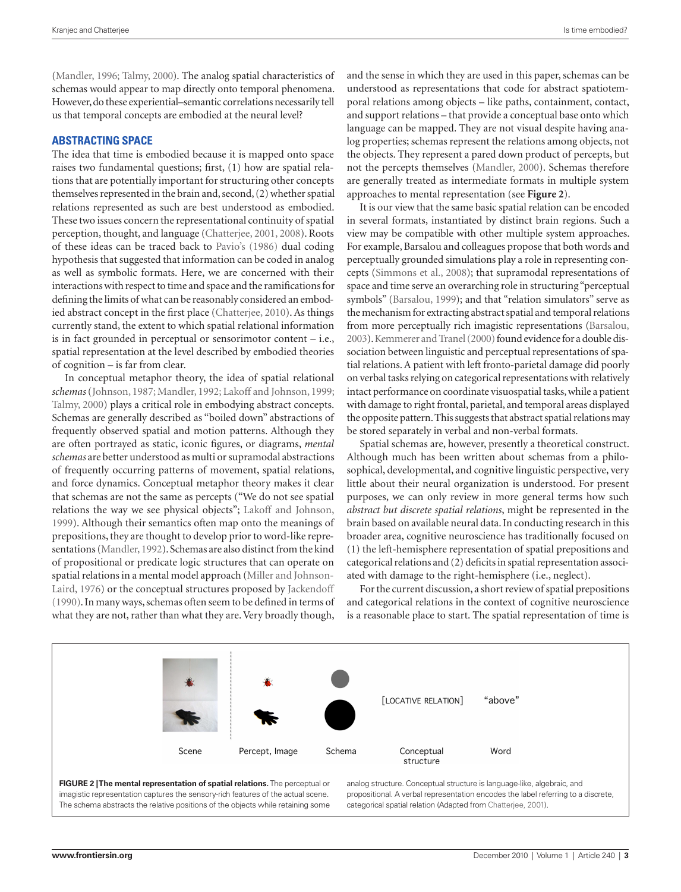(Mandler, 1996; Talmy, 2000). The analog spatial characteristics of schemas would appear to map directly onto temporal phenomena. However, do these experiential–semantic correlations necessarily tell us that temporal concepts are embodied at the neural level?

## ABSTRACTING SPACE

The idea that time is embodied because it is mapped onto space raises two fundamental questions; first, (1) how are spatial relations that are potentially important for structuring other concepts themselves represented in the brain and, second, (2) whether spatial relations represented as such are best understood as embodied. These two issues concern the representational continuity of spatial perception, thought, and language (Chatterjee, 2001, 2008). Roots of these ideas can be traced back to Pavio's (1986) dual coding hypothesis that suggested that information can be coded in analog as well as symbolic formats. Here, we are concerned with their interactions with respect to time and space and the ramifications for defining the limits of what can be reasonably considered an embodied abstract concept in the first place (Chatterjee, 2010). As things currently stand, the extent to which spatial relational information is in fact grounded in perceptual or sensorimotor content – i.e., spatial representation at the level described by embodied theories of cognition – is far from clear.

In conceptual metaphor theory, the idea of spatial relational *schemas* (Johnson, 1987; Mandler, 1992; Lakoff and Johnson, 1999; Talmy, 2000) plays a critical role in embodying abstract concepts. Schemas are generally described as "boiled down" abstractions of frequently observed spatial and motion patterns. Although they are often portrayed as static, iconic figures, or diagrams, *mental schemas* are better understood as multi or supramodal abstractions of frequently occurring patterns of movement, spatial relations, and force dynamics. Conceptual metaphor theory makes it clear that schemas are not the same as percepts ("We do not see spatial relations the way we see physical objects"; Lakoff and Johnson, 1999). Although their semantics often map onto the meanings of prepositions, they are thought to develop prior to word-like representations (Mandler, 1992). Schemas are also distinct from the kind of propositional or predicate logic structures that can operate on spatial relations in a mental model approach (Miller and Johnson-Laird, 1976) or the conceptual structures proposed by Jackendoff (1990). In many ways, schemas often seem to be defined in terms of what they are not, rather than what they are. Very broadly though, and the sense in which they are used in this paper, schemas can be understood as representations that code for abstract spatiotemporal relations among objects – like paths, containment, contact, and support relations – that provide a conceptual base onto which language can be mapped. They are not visual despite having analog properties; schemas represent the relations among objects, not the objects. They represent a pared down product of percepts, but not the percepts themselves (Mandler, 2000). Schemas therefore are generally treated as intermediate formats in multiple system approaches to mental representation (see **Figure 2**).

It is our view that the same basic spatial relation can be encoded in several formats, instantiated by distinct brain regions. Such a view may be compatible with other multiple system approaches. For example, Barsalou and colleagues propose that both words and perceptually grounded simulations play a role in representing concepts (Simmons et al., 2008); that supramodal representations of space and time serve an overarching role in structuring "perceptual symbols" (Barsalou, 1999); and that "relation simulators" serve as the mechanism for extracting abstract spatial and temporal relations from more perceptually rich imagistic representations (Barsalou, 2003). Kemmerer and Tranel (2000) found evidence for a double dissociation between linguistic and perceptual representations of spatial relations. A patient with left fronto-parietal damage did poorly on verbal tasks relying on categorical representations with relatively intact performance on coordinate visuospatial tasks, while a patient with damage to right frontal, parietal, and temporal areas displayed the opposite pattern. This suggests that abstract spatial relations may be stored separately in verbal and non-verbal formats.

Spatial schemas are, however, presently a theoretical construct. Although much has been written about schemas from a philosophical, developmental, and cognitive linguistic perspective, very little about their neural organization is understood. For present purposes, we can only review in more general terms how such *abstract but discrete spatial relations*, might be represented in the brain based on available neural data. In conducting research in this broader area, cognitive neuroscience has traditionally focused on (1) the left-hemisphere representation of spatial prepositions and categorical relations and (2) deficits in spatial representation associated with damage to the right-hemisphere (i.e., neglect).

For the current discussion, a short review of spatial prepositions and categorical relations in the context of cognitive neuroscience is a reasonable place to start. The spatial representation of time is

Scene | Percept, Image | Schema | [LOCATIVE RELATION] Conceptual structure | "above" Word

**FIGURE 2 | The mental representation of spatial relations.** The perceptual or imagistic representation captures the sensory-rich features of the actual scene. The schema abstracts the relative positions of the objects while retaining some analog structure. Conceptual structure is language-like, algebraic, and propositional. A verbal representation encodes the label referring to a discrete, categorical spatial relation (Adapted from Chatterjee, 2001).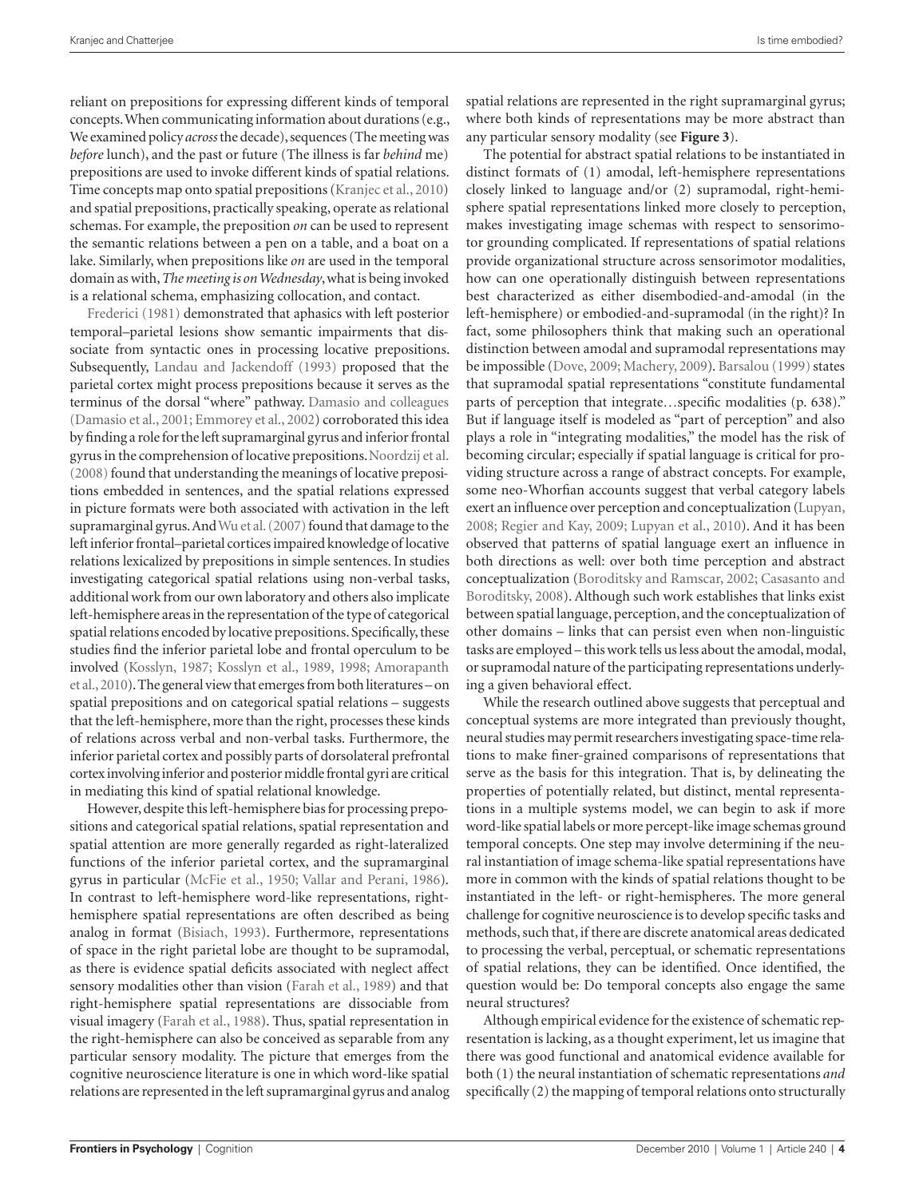reliant on prepositions for expressing different kinds of temporal concepts. When communicating information about durations (e.g., We examined policy *across* the decade), sequences (The meeting was *before* lunch), and the past or future (The illness is far *behind* me) prepositions are used to invoke different kinds of spatial relations. Time concepts map onto spatial prepositions (Kranjec et al., 2010) and spatial prepositions, practically speaking, operate as relational schemas. For example, the preposition *on* can be used to represent the semantic relations between a pen on a table, and a boat on a lake. Similarly, when prepositions like *on* are used in the temporal domain as with, *The meeting is on Wednesday*, what is being invoked is a relational schema, emphasizing collocation, and contact.

Frederici (1981) demonstrated that aphasics with left posterior temporal–parietal lesions show semantic impairments that dissociate from syntactic ones in processing locative prepositions. Subsequently, Landau and Jackendoff (1993) proposed that the parietal cortex might process prepositions because it serves as the terminus of the dorsal "where" pathway. Damasio and colleagues (Damasio et al., 2001; Emmorey et al., 2002) corroborated this idea by finding a role for the left supramarginal gyrus and inferior frontal gyrus in the comprehension of locative prepositions. Noordzij et al. (2008) found that understanding the meanings of locative prepositions embedded in sentences, and the spatial relations expressed in picture formats were both associated with activation in the left supramarginal gyrus. And Wu et al. (2007) found that damage to the left inferior frontal–parietal cortices impaired knowledge of locative relations lexicalized by prepositions in simple sentences. In studies investigating categorical spatial relations using non-verbal tasks, additional work from our own laboratory and others also implicate left-hemisphere areas in the representation of the type of categorical spatial relations encoded by locative prepositions. Specifically, these studies find the inferior parietal lobe and frontal operculum to be involved (Kosslyn, 1987; Kosslyn et al., 1989, 1998; Amorapanth et al., 2010). The general view that emerges from both literatures – on spatial prepositions and on categorical spatial relations – suggests that the left-hemisphere, more than the right, processes these kinds of relations across verbal and non-verbal tasks. Furthermore, the inferior parietal cortex and possibly parts of dorsolateral prefrontal cortex involving inferior and posterior middle frontal gyri are critical in mediating this kind of spatial relational knowledge.

However, despite this left-hemisphere bias for processing prepositions and categorical spatial relations, spatial representation and spatial attention are more generally regarded as right-lateralized functions of the inferior parietal cortex, and the supramarginal gyrus in particular (McFie et al., 1950; Vallar and Perani, 1986). In contrast to left-hemisphere word-like representations, right-hemisphere spatial representations are often described as being analog in format (Bisiach, 1993). Furthermore, representations of space in the right parietal lobe are thought to be supramodal, as there is evidence spatial deficits associated with neglect affect sensory modalities other than vision (Farah et al., 1989) and that right-hemisphere spatial representations are dissociable from visual imagery (Farah et al., 1988). Thus, spatial representation in the right-hemisphere can also be conceived as separable from any particular sensory modality. The picture that emerges from the cognitive neuroscience literature is one in which word-like spatial relations are represented in the left supramarginal gyrus and analog spatial relations are represented in the right supramarginal gyrus; where both kinds of representations may be more abstract than any particular sensory modality (see **Figure 3**).

The potential for abstract spatial relations to be instantiated in distinct formats of (1) amodal, left-hemisphere representations closely linked to language and/or (2) supramodal, right-hemisphere spatial representations linked more closely to perception, makes investigating image schemas with respect to sensorimotor grounding complicated. If representations of spatial relations provide organizational structure across sensorimotor modalities, how can one operationally distinguish between representations best characterized as either disembodied-and-amodal (in the left-hemisphere) or embodied-and-supramodal (in the right)? In fact, some philosophers think that making such an operational distinction between amodal and supramodal representations may be impossible (Dove, 2009; Machery, 2009). Barsalou (1999) states that supramodal spatial representations "constitute fundamental parts of perception that integrate…specific modalities (p. 638)." But if language itself is modeled as "part of perception" and also plays a role in "integrating modalities," the model has the risk of becoming circular; especially if spatial language is critical for providing structure across a range of abstract concepts. For example, some neo-Whorfian accounts suggest that verbal category labels exert an influence over perception and conceptualization (Lupyan, 2008; Regier and Kay, 2009; Lupyan et al., 2010). And it has been observed that patterns of spatial language exert an influence in both directions as well: over both time perception and abstract conceptualization (Boroditsky and Ramscar, 2002; Casasanto and Boroditsky, 2008). Although such work establishes that links exist between spatial language, perception, and the conceptualization of other domains – links that can persist even when non-linguistic tasks are employed – this work tells us less about the amodal, modal, or supramodal nature of the participating representations underlying a given behavioral effect.

While the research outlined above suggests that perceptual and conceptual systems are more integrated than previously thought, neural studies may permit researchers investigating space-time relations to make finer-grained comparisons of representations that serve as the basis for this integration. That is, by delineating the properties of potentially related, but distinct, mental representations in a multiple systems model, we can begin to ask if more word-like spatial labels or more percept-like image schemas ground temporal concepts. One step may involve determining if the neural instantiation of image schema-like spatial representations have more in common with the kinds of spatial relations thought to be instantiated in the left- or right-hemispheres. The more general challenge for cognitive neuroscience is to develop specific tasks and methods, such that, if there are discrete anatomical areas dedicated to processing the verbal, perceptual, or schematic representations of spatial relations, they can be identified. Once identified, the question would be: Do temporal concepts also engage the same neural structures?

Although empirical evidence for the existence of schematic representation is lacking, as a thought experiment, let us imagine that there was good functional and anatomical evidence available for both (1) the neural instantiation of schematic representations *and* specifically (2) the mapping of temporal relations onto structurally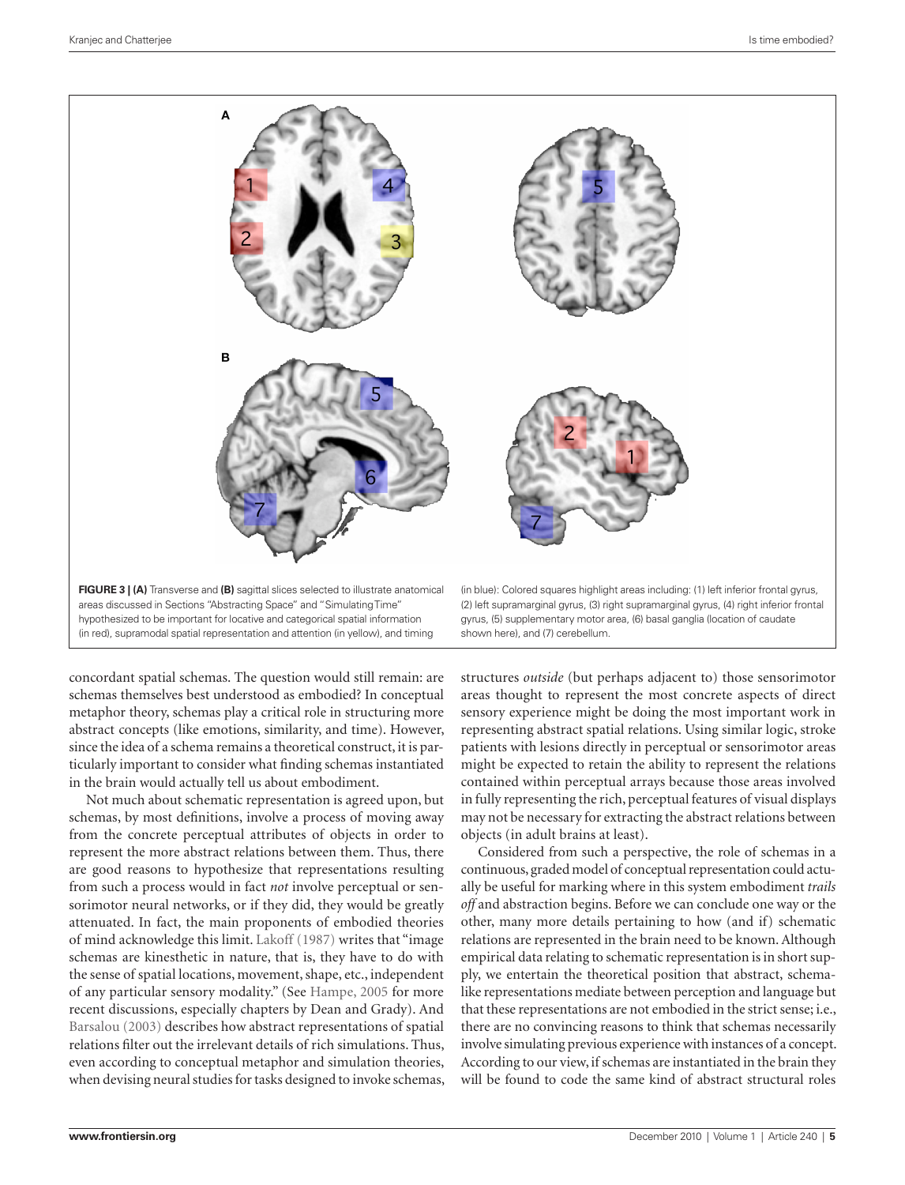FIGURE 3 | (A) Transverse and (B) sagittal slices selected to illustrate anatomical areas discussed in Sections "Abstracting Space" and "Simulating Time" hypothesized to be important for locative and categorical spatial information (in red), supramodal spatial representation and attention (in yellow), and timing (in blue): Colored squares highlight areas including: (1) left inferior frontal gyrus, (2) left supramarginal gyrus, (3) right supramarginal gyrus, (4) right inferior frontal gyrus, (5) supplementary motor area, (6) basal ganglia (location of caudate shown here), and (7) cerebellum.

concordant spatial schemas. The question would still remain: are schemas themselves best understood as embodied? In conceptual metaphor theory, schemas play a critical role in structuring more abstract concepts (like emotions, similarity, and time). However, since the idea of a schema remains a theoretical construct, it is particularly important to consider what finding schemas instantiated in the brain would actually tell us about embodiment.

Not much about schematic representation is agreed upon, but schemas, by most definitions, involve a process of moving away from the concrete perceptual attributes of objects in order to represent the more abstract relations between them. Thus, there are good reasons to hypothesize that representations resulting from such a process would in fact *not* involve perceptual or sensorimotor neural networks, or if they did, they would be greatly attenuated. In fact, the main proponents of embodied theories of mind acknowledge this limit. Lakoff (1987) writes that "image schemas are kinesthetic in nature, that is, they have to do with the sense of spatial locations, movement, shape, etc., independent of any particular sensory modality." (See Hampe, 2005 for more recent discussions, especially chapters by Dean and Grady). And Barsalou (2003) describes how abstract representations of spatial relations filter out the irrelevant details of rich simulations. Thus, even according to conceptual metaphor and simulation theories, when devising neural studies for tasks designed to invoke schemas, structures *outside* (but perhaps adjacent to) those sensorimotor areas thought to represent the most concrete aspects of direct sensory experience might be doing the most important work in representing abstract spatial relations. Using similar logic, stroke patients with lesions directly in perceptual or sensorimotor areas might be expected to retain the ability to represent the relations contained within perceptual arrays because those areas involved in fully representing the rich, perceptual features of visual displays may not be necessary for extracting the abstract relations between objects (in adult brains at least).

Considered from such a perspective, the role of schemas in a continuous, graded model of conceptual representation could actually be useful for marking where in this system embodiment *trails off* and abstraction begins. Before we can conclude one way or the other, many more details pertaining to how (and if) schematic relations are represented in the brain need to be known. Although empirical data relating to schematic representation is in short supply, we entertain the theoretical position that abstract, schema-like representations mediate between perception and language but that these representations are not embodied in the strict sense; i.e., there are no convincing reasons to think that schemas necessarily involve simulating previous experience with instances of a concept. According to our view, if schemas are instantiated in the brain they will be found to code the same kind of abstract structural roles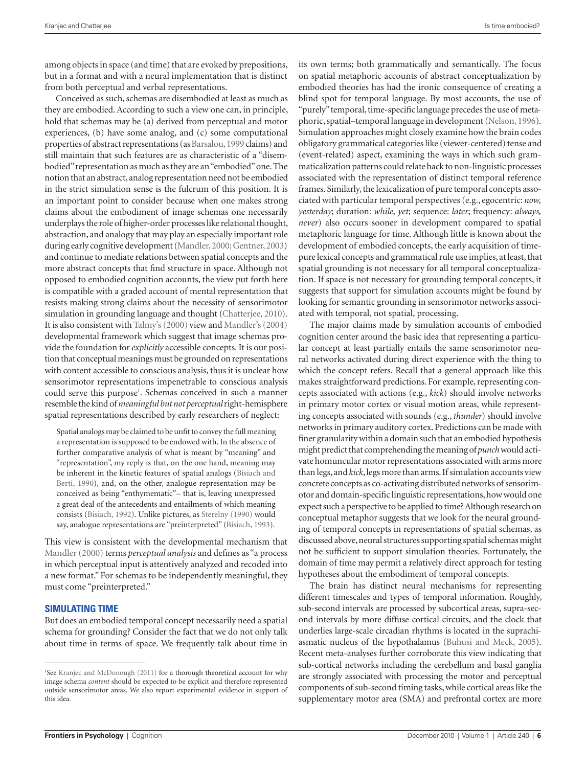among objects in space (and time) that are evoked by prepositions, but in a format and with a neural implementation that is distinct from both perceptual and verbal representations.

Conceived as such, schemas are disembodied at least as much as they are embodied. According to such a view one can, in principle, hold that schemas may be (a) derived from perceptual and motor experiences, (b) have some analog, and (c) some computational properties of abstract representations (as Barsalou, 1999 claims) and still maintain that such features are as characteristic of a "disembodied" representation as much as they are an "embodied" one. The notion that an abstract, analog representation need not be embodied in the strict simulation sense is the fulcrum of this position. It is an important point to consider because when one makes strong claims about the embodiment of image schemas one necessarily underplays the role of higher-order processes like relational thought, abstraction, and analogy that may play an especially important role during early cognitive development (Mandler, 2000; Gentner, 2003) and continue to mediate relations between spatial concepts and the more abstract concepts that find structure in space. Although not opposed to embodied cognition accounts, the view put forth here is compatible with a graded account of mental representation that resists making strong claims about the necessity of sensorimotor simulation in grounding language and thought (Chatterjee, 2010). It is also consistent with Talmy's (2000) view and Mandler's (2004) developmental framework which suggest that image schemas provide the foundation for *explicitly* accessible concepts. It is our position that conceptual meanings must be grounded on representations with content accessible to conscious analysis, thus it is unclear how sensorimotor representations impenetrable to conscious analysis could serve this purpose[1]. Schemas conceived in such a manner resemble the kind of *meaningful but not perceptual* right-hemisphere spatial representations described by early researchers of neglect:

> Spatial analogs may be claimed to be unfit to convey the full meaning a representation is supposed to be endowed with. In the absence of further comparative analysis of what is meant by "meaning" and "representation", my reply is that, on the one hand, meaning may be inherent in the kinetic features of spatial analogs (Bisiach and Berti, 1990), and, on the other, analogue representation may be conceived as being "enthymematic"– that is, leaving unexpressed a great deal of the antecedents and entailments of which meaning consists (Bisiach, 1992). Unlike pictures, as Sterelny (1990) would say, analogue representations are "preinterpreted" (Bisiach, 1993).

This view is consistent with the developmental mechanism that Mandler (2000) terms *perceptual analysis* and defines as "a process in which perceptual input is attentively analyzed and recoded into a new format." For schemas to be independently meaningful, they must come "preinterpreted."

## SIMULATING TIME

But does an embodied temporal concept necessarily need a spatial schema for grounding? Consider the fact that we do not only talk about time in terms of space. We frequently talk about time in its own terms; both grammatically and semantically. The focus on spatial metaphoric accounts of abstract conceptualization by embodied theories has had the ironic consequence of creating a blind spot for temporal language. By most accounts, the use of "purely" temporal, time-specific language precedes the use of metaphoric, spatial–temporal language in development (Nelson, 1996). Simulation approaches might closely examine how the brain codes obligatory grammatical categories like (viewer-centered) tense and (event-related) aspect, examining the ways in which such grammaticalization patterns could relate back to non-linguistic processes associated with the representation of distinct temporal reference frames. Similarly, the lexicalization of pure temporal concepts associated with particular temporal perspectives (e.g., egocentric: *now, yesterday*; duration: *while, yet*; sequence: *later*; frequency: *always, never*) also occurs sooner in development compared to spatial metaphoric language for time. Although little is known about the development of embodied concepts, the early acquisition of time-pure lexical concepts and grammatical rule use implies, at least, that spatial grounding is not necessary for all temporal conceptualization. If space is not necessary for grounding temporal concepts, it suggests that support for simulation accounts might be found by looking for semantic grounding in sensorimotor networks associated with temporal, not spatial, processing.

The major claims made by simulation accounts of embodied cognition center around the basic idea that representing a particular concept at least partially entails the same sensorimotor neural networks activated during direct experience with the thing to which the concept refers. Recall that a general approach like this makes straightforward predictions. For example, representing concepts associated with actions (e.g., *kick*) should involve networks in primary motor cortex or visual motion areas, while representing concepts associated with sounds (e.g., *thunder*) should involve networks in primary auditory cortex. Predictions can be made with finer granularity within a domain such that an embodied hypothesis might predict that comprehending the meaning of *punch* would activate homuncular motor representations associated with arms more than legs, and *kick*, legs more than arms. If simulation accounts view concrete concepts as co-activating distributed networks of sensorimotor and domain-specific linguistic representations, how would one expect such a perspective to be applied to time? Although research on conceptual metaphor suggests that we look for the neural grounding of temporal concepts in representations of spatial schemas, as discussed above, neural structures supporting spatial schemas might not be sufficient to support simulation theories. Fortunately, the domain of time may permit a relatively direct approach for testing hypotheses about the embodiment of temporal concepts.

The brain has distinct neural mechanisms for representing different timescales and types of temporal information. Roughly, sub-second intervals are processed by subcortical areas, supra-second intervals by more diffuse cortical circuits, and the clock that underlies large-scale circadian rhythms is located in the suprachiasmatic nucleus of the hypothalamus (Buhusi and Meck, 2005). Recent meta-analyses further corroborate this view indicating that sub-cortical networks including the cerebellum and basal ganglia are strongly associated with processing the motor and perceptual components of sub-second timing tasks, while cortical areas like the supplementary motor area (SMA) and prefrontal cortex are more

[1] See Kranjec and McDonough (2011) for a thorough theoretical account for why image schema *content* should be expected to be explicit and therefore represented outside sensorimotor areas. We also report experimental evidence in support of this idea.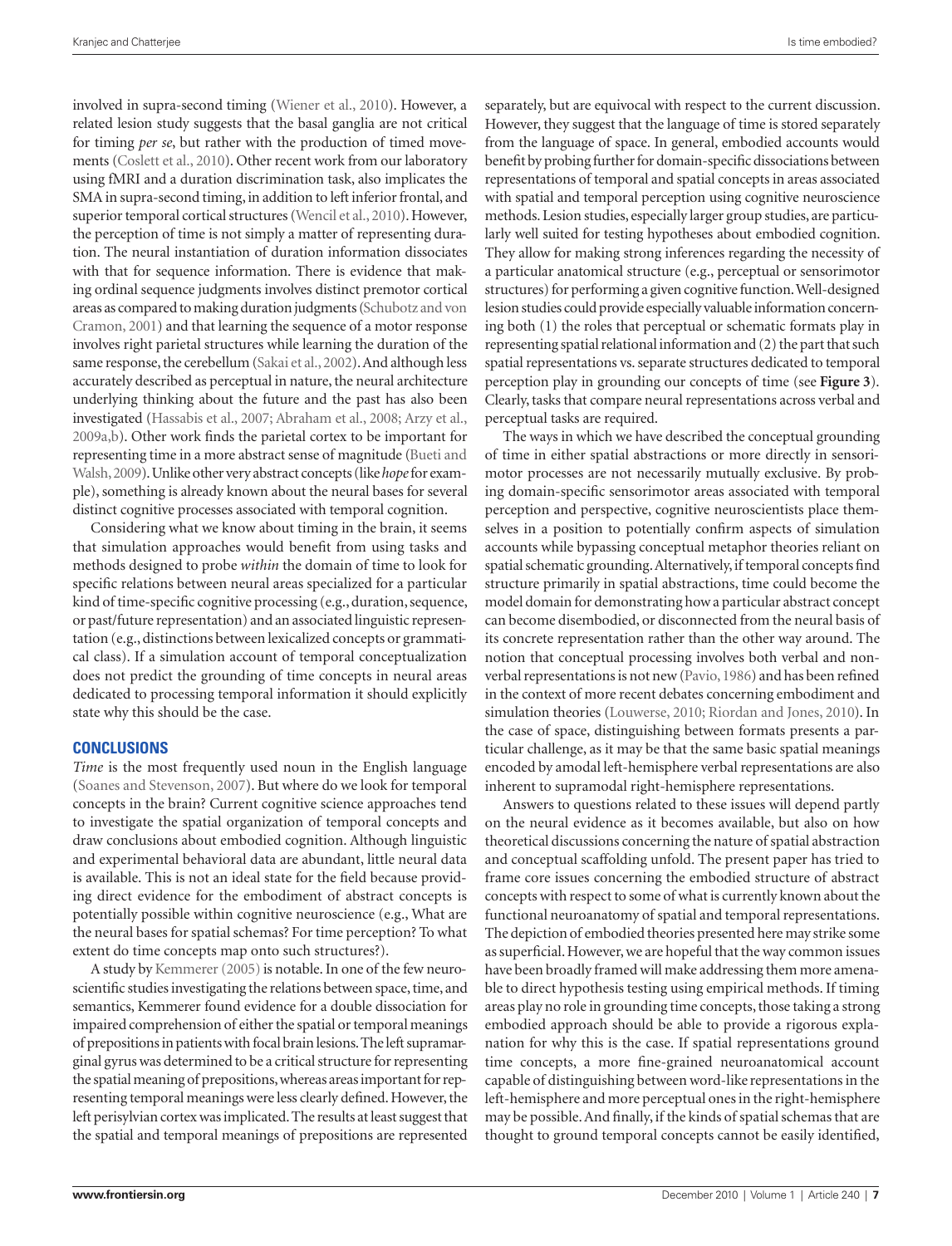involved in supra-second timing (Wiener et al., 2010). However, a related lesion study suggests that the basal ganglia are not critical for timing *per se*, but rather with the production of timed movements (Coslett et al., 2010). Other recent work from our laboratory using fMRI and a duration discrimination task, also implicates the SMA in supra-second timing, in addition to left inferior frontal, and superior temporal cortical structures (Wencil et al., 2010). However, the perception of time is not simply a matter of representing duration. The neural instantiation of duration information dissociates with that for sequence information. There is evidence that making ordinal sequence judgments involves distinct premotor cortical areas as compared to making duration judgments (Schubotz and von Cramon, 2001) and that learning the sequence of a motor response involves right parietal structures while learning the duration of the same response, the cerebellum (Sakai et al., 2002). And although less accurately described as perceptual in nature, the neural architecture underlying thinking about the future and the past has also been investigated (Hassabis et al., 2007; Abraham et al., 2008; Arzy et al., 2009a,b). Other work finds the parietal cortex to be important for representing time in a more abstract sense of magnitude (Bueti and Walsh, 2009). Unlike other very abstract concepts (like *hope* for example), something is already known about the neural bases for several distinct cognitive processes associated with temporal cognition.

Considering what we know about timing in the brain, it seems that simulation approaches would benefit from using tasks and methods designed to probe *within* the domain of time to look for specific relations between neural areas specialized for a particular kind of time-specific cognitive processing (e.g., duration, sequence, or past/future representation) and an associated linguistic representation (e.g., distinctions between lexicalized concepts or grammatical class). If a simulation account of temporal conceptualization does not predict the grounding of time concepts in neural areas dedicated to processing temporal information it should explicitly state why this should be the case.

## CONCLUSIONS

*Time* is the most frequently used noun in the English language (Soanes and Stevenson, 2007). But where do we look for temporal concepts in the brain? Current cognitive science approaches tend to investigate the spatial organization of temporal concepts and draw conclusions about embodied cognition. Although linguistic and experimental behavioral data are abundant, little neural data is available. This is not an ideal state for the field because providing direct evidence for the embodiment of abstract concepts is potentially possible within cognitive neuroscience (e.g., What are the neural bases for spatial schemas? For time perception? To what extent do time concepts map onto such structures?).

A study by Kemmerer (2005) is notable. In one of the few neuroscientific studies investigating the relations between space, time, and semantics, Kemmerer found evidence for a double dissociation for impaired comprehension of either the spatial or temporal meanings of prepositions in patients with focal brain lesions. The left supramarginal gyrus was determined to be a critical structure for representing the spatial meaning of prepositions, whereas areas important for representing temporal meanings were less clearly defined. However, the left perisylvian cortex was implicated. The results at least suggest that the spatial and temporal meanings of prepositions are represented separately, but are equivocal with respect to the current discussion. However, they suggest that the language of time is stored separately from the language of space. In general, embodied accounts would benefit by probing further for domain-specific dissociations between representations of temporal and spatial concepts in areas associated with spatial and temporal perception using cognitive neuroscience methods. Lesion studies, especially larger group studies, are particularly well suited for testing hypotheses about embodied cognition. They allow for making strong inferences regarding the necessity of a particular anatomical structure (e.g., perceptual or sensorimotor structures) for performing a given cognitive function. Well-designed lesion studies could provide especially valuable information concerning both (1) the roles that perceptual or schematic formats play in representing spatial relational information and (2) the part that such spatial representations vs. separate structures dedicated to temporal perception play in grounding our concepts of time (see **Figure 3**). Clearly, tasks that compare neural representations across verbal and perceptual tasks are required.

The ways in which we have described the conceptual grounding of time in either spatial abstractions or more directly in sensorimotor processes are not necessarily mutually exclusive. By probing domain-specific sensorimotor areas associated with temporal perception and perspective, cognitive neuroscientists place themselves in a position to potentially confirm aspects of simulation accounts while bypassing conceptual metaphor theories reliant on spatial schematic grounding. Alternatively, if temporal concepts find structure primarily in spatial abstractions, time could become the model domain for demonstrating how a particular abstract concept can become disembodied, or disconnected from the neural basis of its concrete representation rather than the other way around. The notion that conceptual processing involves both verbal and nonverbal representations is not new (Pavio, 1986) and has been refined in the context of more recent debates concerning embodiment and simulation theories (Louwerse, 2010; Riordan and Jones, 2010). In the case of space, distinguishing between formats presents a particular challenge, as it may be that the same basic spatial meanings encoded by amodal left-hemisphere verbal representations are also inherent to supramodal right-hemisphere representations.

Answers to questions related to these issues will depend partly on the neural evidence as it becomes available, but also on how theoretical discussions concerning the nature of spatial abstraction and conceptual scaffolding unfold. The present paper has tried to frame core issues concerning the embodied structure of abstract concepts with respect to some of what is currently known about the functional neuroanatomy of spatial and temporal representations. The depiction of embodied theories presented here may strike some as superficial. However, we are hopeful that the way common issues have been broadly framed will make addressing them more amenable to direct hypothesis testing using empirical methods. If timing areas play no role in grounding time concepts, those taking a strong embodied approach should be able to provide a rigorous explanation for why this is the case. If spatial representations ground time concepts, a more fine-grained neuroanatomical account capable of distinguishing between word-like representations in the left-hemisphere and more perceptual ones in the right-hemisphere may be possible. And finally, if the kinds of spatial schemas that are thought to ground temporal concepts cannot be easily identified,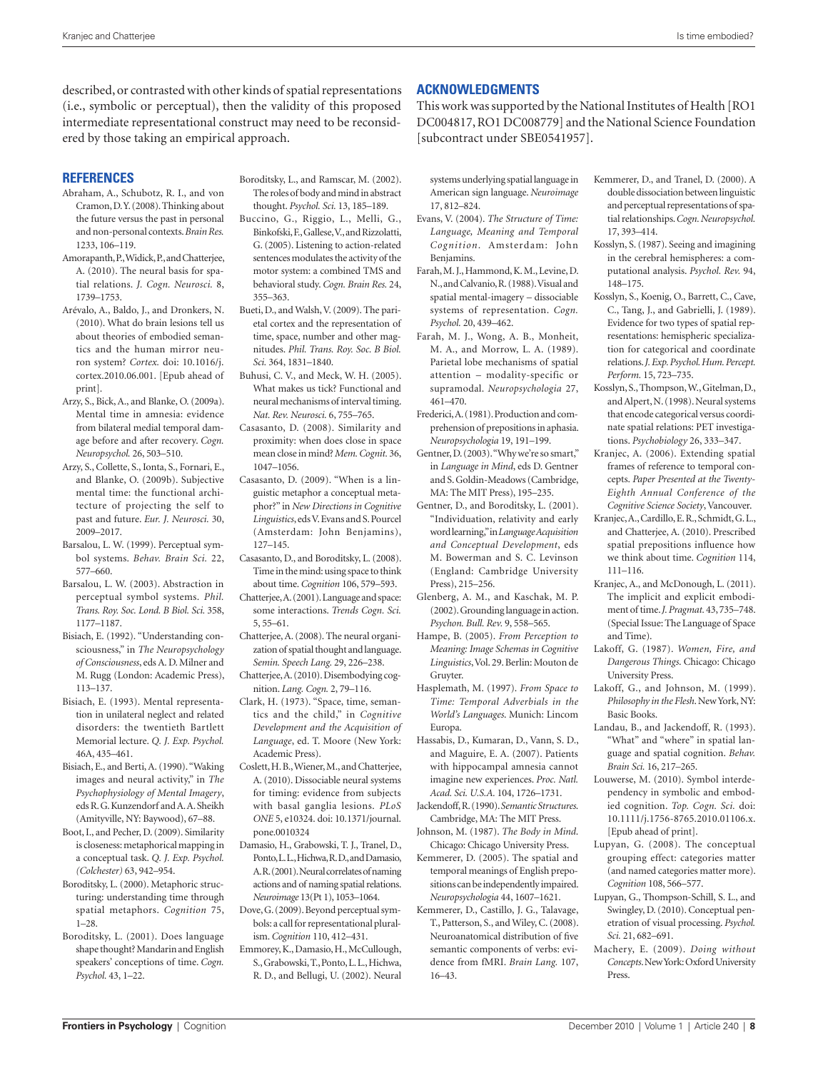described, or contrasted with other kinds of spatial representations (i.e., symbolic or perceptual), then the validity of this proposed intermediate representational construct may need to be reconsidered by those taking an empirical approach.

## ACKNOWLEDGMENTS

This work was supported by the National Institutes of Health [RO1 DC004817, RO1 DC008779] and the National Science Foundation [subcontract under SBE0541957].

## REFERENCES

Abraham, A., Schubotz, R. I., and von Cramon, D. Y. (2008). Thinking about the future versus the past in personal and non-personal contexts. *Brain Res.* 1233, 106–119.

Amorapanth, P., Widick, P., and Chatterjee, A. (2010). The neural basis for spatial relations. *J. Cogn. Neurosci.* 8, 1739–1753.

Arévalo, A., Baldo, J., and Dronkers, N. (2010). What do brain lesions tell us about theories of embodied semantics and the human mirror neuron system? *Cortex.* doi: 10.1016/j.cortex.2010.06.001. [Epub ahead of print].

Arzy, S., Bick, A., and Blanke, O. (2009a). Mental time in amnesia: evidence from bilateral medial temporal damage before and after recovery. *Cogn. Neuropsychol.* 26, 503–510.

Arzy, S., Collette, S., Ionta, S., Fornari, E., and Blanke, O. (2009b). Subjective mental time: the functional architecture of projecting the self to past and future. *Eur. J. Neurosci.* 30, 2009–2017.

Barsalou, L. W. (1999). Perceptual symbol systems. *Behav. Brain Sci.* 22, 577–660.

Barsalou, L. W. (2003). Abstraction in perceptual symbol systems. *Phil. Trans. Roy. Soc. Lond. B Biol. Sci.* 358, 1177–1187.

Bisiach, E. (1992). "Understanding consciousness," in *The Neuropsychology of Consciousness*, eds A. D. Milner and M. Rugg (London: Academic Press), 113–137.

Bisiach, E. (1993). Mental representation in unilateral neglect and related disorders: the twentieth Bartlett Memorial lecture. *Q. J. Exp. Psychol.* 46A, 435–461.

Bisiach, E., and Berti, A. (1990). "Waking images and neural activity," in *The Psychophysiology of Mental Imagery*, eds R. G. Kunzendorf and A. A. Sheikh (Amityville, NY: Baywood), 67–88.

Boot, I., and Pecher, D. (2009). Similarity is closeness: metaphorical mapping in a conceptual task. *Q. J. Exp. Psychol. (Colchester)* 63, 942–954.

Boroditsky, L. (2000). Metaphoric structuring: understanding time through spatial metaphors. *Cognition* 75, 1–28.

Boroditsky, L. (2001). Does language shape thought? Mandarin and English speakers' conceptions of time. *Cogn. Psychol.* 43, 1–22.

Boroditsky, L., and Ramscar, M. (2002). The roles of body and mind in abstract thought. *Psychol. Sci.* 13, 185–189.

Buccino, G., Riggio, L., Melli, G., Binkofski, F., Gallese, V., and Rizzolatti, G. (2005). Listening to action-related sentences modulates the activity of the motor system: a combined TMS and behavioral study. *Cogn. Brain Res.* 24, 355–363.

Bueti, D., and Walsh, V. (2009). The parietal cortex and the representation of time, space, number and other magnitudes. *Phil. Trans. Roy. Soc. B Biol. Sci.* 364, 1831–1840.

Buhusi, C. V., and Meck, W. H. (2005). What makes us tick? Functional and neural mechanisms of interval timing. *Nat. Rev. Neurosci.* 6, 755–765.

Casasanto, D. (2008). Similarity and proximity: when does close in space mean close in mind? *Mem. Cognit.* 36, 1047–1056.

Casasanto, D. (2009). "When is a linguistic metaphor a conceptual metaphor?" in *New Directions in Cognitive Linguistics*, eds V. Evans and S. Pourcel (Amsterdam: John Benjamins), 127–145.

Casasanto, D., and Boroditsky, L. (2008). Time in the mind: using space to think about time. *Cognition* 106, 579–593.

Chatterjee, A. (2001). Language and space: some interactions. *Trends Cogn. Sci.* 5, 55–61.

Chatterjee, A. (2008). The neural organization of spatial thought and language. *Semin. Speech Lang.* 29, 226–238.

Chatterjee, A. (2010). Disembodying cognition. *Lang. Cogn.* 2, 79–116.

Clark, H. (1973). "Space, time, semantics and the child," in *Cognitive Development and the Acquisition of Language*, ed. T. Moore (New York: Academic Press).

Coslett, H. B., Wiener, M., and Chatterjee, A. (2010). Dissociable neural systems for timing: evidence from subjects with basal ganglia lesions. *PLoS ONE* 5, e10324. doi: 10.1371/journal.pone.0010324

Damasio, H., Grabowski, T. J., Tranel, D., Ponto, L. L., Hichwa, R. D., and Damasio, A. R. (2001). Neural correlates of naming actions and of naming spatial relations. *Neuroimage* 13(Pt 1), 1053–1064.

Dove, G. (2009). Beyond perceptual symbols: a call for representational pluralism. *Cognition* 110, 412–431.

Emmorey, K., Damasio, H., McCullough, S., Grabowski, T., Ponto, L. L., Hichwa, R. D., and Bellugi, U. (2002). Neural systems underlying spatial language in American sign language. *Neuroimage* 17, 812–824.

Evans, V. (2004). *The Structure of Time: Language, Meaning and Temporal Cognition.* Amsterdam: John Benjamins.

Farah, M. J., Hammond, K. M., Levine, D. N., and Calvanio, R. (1988). Visual and spatial mental-imagery – dissociable systems of representation. *Cogn. Psychol.* 20, 439–462.

Farah, M. J., Wong, A. B., Monheit, M. A., and Morrow, L. A. (1989). Parietal lobe mechanisms of spatial attention – modality-specific or supramodal. *Neuropsychologia* 27, 461–470.

Frederici, A. (1981). Production and comprehension of prepositions in aphasia. *Neuropsychologia* 19, 191–199.

Gentner, D. (2003). "Why we're so smart," in *Language in Mind*, eds D. Gentner and S. Goldin-Meadows (Cambridge, MA: The MIT Press), 195–235.

Gentner, D., and Boroditsky, L. (2001). "Individuation, relativity and early word learning," in *Language Acquisition and Conceptual Development*, eds M. Bowerman and S. C. Levinson (England: Cambridge University Press), 215–256.

Glenberg, A. M., and Kaschak, M. P. (2002). Grounding language in action. *Psychon. Bull. Rev.* 9, 558–565.

Hampe, B. (2005). *From Perception to Meaning: Image Schemas in Cognitive Linguistics*, Vol. 29. Berlin: Mouton de Gruyter.

Hasplemath, M. (1997). *From Space to Time: Temporal Adverbials in the World's Languages.* Munich: Lincom Europa.

Hassabis, D., Kumaran, D., Vann, S. D., and Maguire, E. A. (2007). Patients with hippocampal amnesia cannot imagine new experiences. *Proc. Natl. Acad. Sci. U.S.A.* 104, 1726–1731.

Jackendoff, R. (1990). *Semantic Structures.* Cambridge, MA: The MIT Press.

Johnson, M. (1987). *The Body in Mind.* Chicago: Chicago University Press.

Kemmerer, D. (2005). The spatial and temporal meanings of English prepositions can be independently impaired. *Neuropsychologia* 44, 1607–1621.

Kemmerer, D., Castillo, J. G., Talavage, T., Patterson, S., and Wiley, C. (2008). Neuroanatomical distribution of five semantic components of verbs: evidence from fMRI. *Brain Lang.* 107, 16–43.

Kemmerer, D., and Tranel, D. (2000). A double dissociation between linguistic and perceptual representations of spatial relationships. *Cogn. Neuropsychol.* 17, 393–414.

Kosslyn, S. (1987). Seeing and imagining in the cerebral hemispheres: a computational analysis. *Psychol. Rev.* 94, 148–175.

Kosslyn, S., Koenig, O., Barrett, C., Cave, C., Tang, J., and Gabrielli, J. (1989). Evidence for two types of spatial representations: hemispheric specialization for categorical and coordinate relations. *J. Exp. Psychol. Hum. Percept. Perform.* 15, 723–735.

Kosslyn, S., Thompson, W., Gitelman, D., and Alpert, N. (1998). Neural systems that encode categorical versus coordinate spatial relations: PET investigations. *Psychobiology* 26, 333–347.

Kranjec, A. (2006). Extending spatial frames of reference to temporal concepts. *Paper Presented at the Twenty-Eighth Annual Conference of the Cognitive Science Society*, Vancouver.

Kranjec, A., Cardillo, E. R., Schmidt, G. L., and Chatterjee, A. (2010). Prescribed spatial prepositions influence how we think about time. *Cognition* 114, 111–116.

Kranjec, A., and McDonough, L. (2011). The implicit and explicit embodiment of time. *J. Pragmat.* 43, 735–748. (Special Issue: The Language of Space and Time).

Lakoff, G. (1987). *Women, Fire, and Dangerous Things.* Chicago: Chicago University Press.

Lakoff, G., and Johnson, M. (1999). *Philosophy in the Flesh.* New York, NY: Basic Books.

Landau, B., and Jackendoff, R. (1993). "What" and "where" in spatial language and spatial cognition. *Behav. Brain Sci.* 16, 217–265.

Louwerse, M. (2010). Symbol interdependency in symbolic and embodied cognition. *Top. Cogn. Sci.* doi: 10.1111/j.1756-8765.2010.01106.x. [Epub ahead of print].

Lupyan, G. (2008). The conceptual grouping effect: categories matter (and named categories matter more). *Cognition* 108, 566–577.

Lupyan, G., Thompson-Schill, S. L., and Swingley, D. (2010). Conceptual penetration of visual processing. *Psychol. Sci.* 21, 682–691.

Machery, E. (2009). *Doing without Concepts.* New York: Oxford University Press.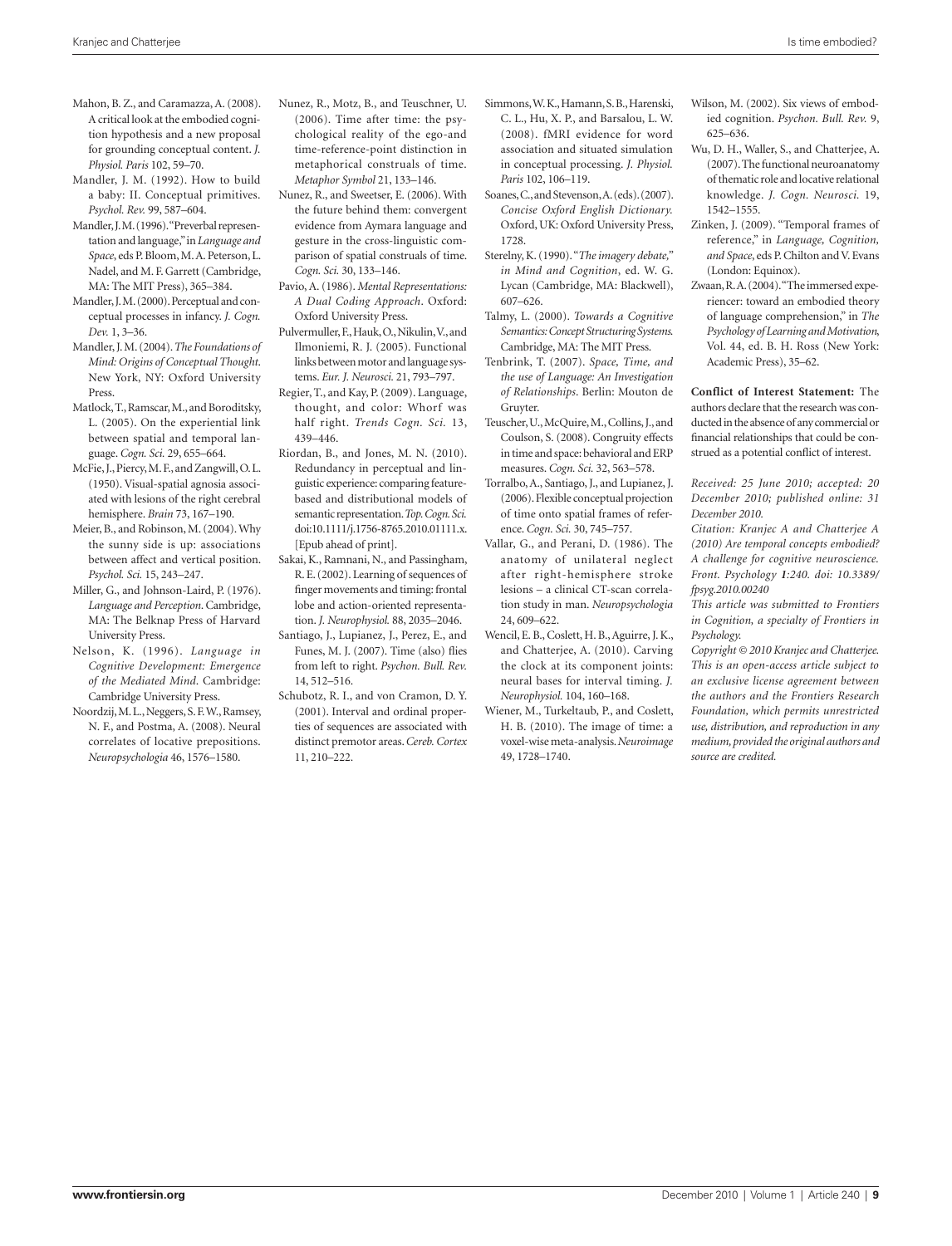Mahon, B. Z., and Caramazza, A. (2008). A critical look at the embodied cognition hypothesis and a new proposal for grounding conceptual content. *J. Physiol. Paris* 102, 59–70.

Mandler, J. M. (1992). How to build a baby: II. Conceptual primitives. *Psychol. Rev.* 99, 587–604.

Mandler, J. M. (1996). "Preverbal representation and language," in *Language and Space*, eds P. Bloom, M. A. Peterson, L. Nadel, and M. F. Garrett (Cambridge, MA: The MIT Press), 365–384.

Mandler, J. M. (2000). Perceptual and conceptual processes in infancy. *J. Cogn. Dev.* 1, 3–36.

Mandler, J. M. (2004). *The Foundations of Mind: Origins of Conceptual Thought*. New York, NY: Oxford University Press.

Matlock, T., Ramscar, M., and Boroditsky, L. (2005). On the experiential link between spatial and temporal language. *Cogn. Sci.* 29, 655–664.

McFie, J., Piercy, M. F., and Zangwill, O. L. (1950). Visual-spatial agnosia associated with lesions of the right cerebral hemisphere. *Brain* 73, 167–190.

Meier, B., and Robinson, M. (2004). Why the sunny side is up: associations between affect and vertical position. *Psychol. Sci.* 15, 243–247.

Miller, G., and Johnson-Laird, P. (1976). *Language and Perception*. Cambridge, MA: The Belknap Press of Harvard University Press.

Nelson, K. (1996). *Language in Cognitive Development: Emergence of the Mediated Mind*. Cambridge: Cambridge University Press.

Noordzij, M. L., Neggers, S. F. W., Ramsey, N. F., and Postma, A. (2008). Neural correlates of locative prepositions. *Neuropsychologia* 46, 1576–1580.

Nunez, R., Motz, B., and Teuschner, U. (2006). Time after time: the psychological reality of the ego-and time-reference-point distinction in metaphorical construals of time. *Metaphor Symbol* 21, 133–146.

Nunez, R., and Sweetser, E. (2006). With the future behind them: convergent evidence from Aymara language and gesture in the cross-linguistic comparison of spatial construals of time. *Cogn. Sci.* 30, 133–146.

Pavio, A. (1986). *Mental Representations: A Dual Coding Approach*. Oxford: Oxford University Press.

Pulvermuller, F., Hauk, O., Nikulin, V., and Ilmoniemi, R. J. (2005). Functional links between motor and language systems. *Eur. J. Neurosci.* 21, 793–797.

Regier, T., and Kay, P. (2009). Language, thought, and color: Whorf was half right. *Trends Cogn. Sci.* 13, 439–446.

Riordan, B., and Jones, M. N. (2010). Redundancy in perceptual and linguistic experience: comparing feature-based and distributional models of semantic representation. *Top. Cogn. Sci.* doi:10.1111/j.1756-8765.2010.01111.x. [Epub ahead of print].

Sakai, K., Ramnani, N., and Passingham, R. E. (2002). Learning of sequences of finger movements and timing: frontal lobe and action-oriented representation. *J. Neurophysiol.* 88, 2035–2046.

Santiago, J., Lupianez, J., Perez, E., and Funes, M. J. (2007). Time (also) flies from left to right. *Psychon. Bull. Rev.* 14, 512–516.

Schubotz, R. I., and von Cramon, D. Y. (2001). Interval and ordinal properties of sequences are associated with distinct premotor areas. *Cereb. Cortex* 11, 210–222.

Simmons, W. K., Hamann, S. B., Harenski, C. L., Hu, X. P., and Barsalou, L. W. (2008). fMRI evidence for word association and situated simulation in conceptual processing. *J. Physiol. Paris* 102, 106–119.

Soanes, C., and Stevenson, A. (eds). (2007). *Concise Oxford English Dictionary*. Oxford, UK: Oxford University Press, 1728.

Sterelny, K. (1990). "*The imagery debate," in Mind and Cognition*, ed. W. G. Lycan (Cambridge, MA: Blackwell), 607–626.

Talmy, L. (2000). *Towards a Cognitive Semantics: Concept Structuring Systems*. Cambridge, MA: The MIT Press.

Tenbrink, T. (2007). *Space, Time, and the use of Language: An Investigation of Relationships*. Berlin: Mouton de Gruyter.

Teuscher, U., McQuire, M., Collins, J., and Coulson, S. (2008). Congruity effects in time and space: behavioral and ERP measures. *Cogn. Sci.* 32, 563–578.

Torralbo, A., Santiago, J., and Lupianez, J. (2006). Flexible conceptual projection of time onto spatial frames of reference. *Cogn. Sci.* 30, 745–757.

Vallar, G., and Perani, D. (1986). The anatomy of unilateral neglect after right-hemisphere stroke lesions – a clinical CT-scan correlation study in man. *Neuropsychologia* 24, 609–622.

Wencil, E. B., Coslett, H. B., Aguirre, J. K., and Chatterjee, A. (2010). Carving the clock at its component joints: neural bases for interval timing. *J. Neurophysiol.* 104, 160–168.

Wiener, M., Turkeltaub, P., and Coslett, H. B. (2010). The image of time: a voxel-wise meta-analysis. *Neuroimage* 49, 1728–1740.

Wilson, M. (2002). Six views of embodied cognition. *Psychon. Bull. Rev.* 9, 625–636.

Wu, D. H., Waller, S., and Chatterjee, A. (2007). The functional neuroanatomy of thematic role and locative relational knowledge. *J. Cogn. Neurosci.* 19, 1542–1555.

Zinken, J. (2009). "Temporal frames of reference," in *Language, Cognition, and Space*, eds P. Chilton and V. Evans (London: Equinox).

Zwaan, R. A. (2004). "The immersed experiencer: toward an embodied theory of language comprehension," in *The Psychology of Learning and Motivation*, Vol. 44, ed. B. H. Ross (New York: Academic Press), 35–62.

**Conflict of Interest Statement:** The authors declare that the research was conducted in the absence of any commercial or financial relationships that could be construed as a potential conflict of interest.

*Received: 25 June 2010; accepted: 20 December 2010; published online: 31 December 2010.*

*Citation: Kranjec A and Chatterjee A (2010) Are temporal concepts embodied? A challenge for cognitive neuroscience. Front. Psychology* ***1****:240. doi: 10.3389/fpsyg.2010.00240*

*This article was submitted to Frontiers in Cognition, a specialty of Frontiers in Psychology.*

*Copyright © 2010 Kranjec and Chatterjee. This is an open-access article subject to an exclusive license agreement between the authors and the Frontiers Research Foundation, which permits unrestricted use, distribution, and reproduction in any medium, provided the original authors and source are credited.*